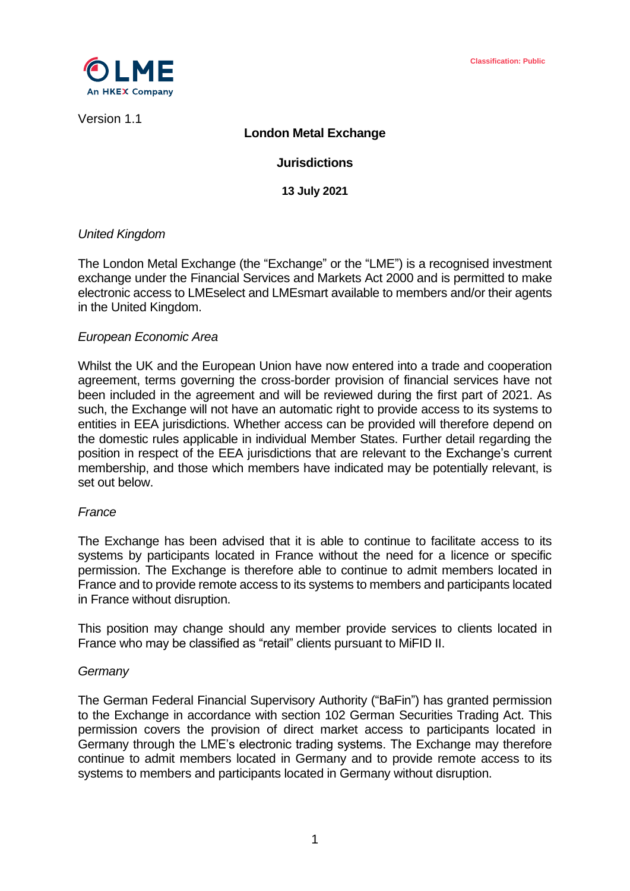Classification: Public

Version 1.1

**London Metal Exchange**

**Jurisdictions**

**13 July 2021**

*United Kingdom*

The London Metal Exchange (the "Exchange" or the "LME") is a recognised investment exchange under the Financial Services and Markets Act 2000 and is permitted to make electronic access to LMEselect and LMEsmart available to members and/or their agents in the United Kingdom.

*European Economic Area*

Whilst the UK and the European Union have now entered into a trade and cooperation agreement, terms governing the cross-border provision of financial services have not been included in the agreement and will be reviewed during the first part of 2021. As such, the Exchange will not have an automatic right to provide access to its systems to entities in EEA jurisdictions. Whether access can be provided will therefore depend on the domestic rules applicable in individual Member States. Further detail regarding the position in respect of the EEA jurisdictions that are relevant to the Exchange's current membership, and those which members have indicated may be potentially relevant, is set out below.

*France*

The Exchange has been advised that it is able to continue to facilitate access to its systems by participants located in France without the need for a licence or specific permission. The Exchange is therefore able to continue to admit members located in France and to provide remote access to its systems to members and participants located in France without disruption.

This position may change should any member provide services to clients located in France who may be classified as "retail" clients pursuant to MiFID II.

*Germany*

The German Federal Financial Supervisory Authority ("BaFin") has granted permission to the Exchange in accordance with section 102 German Securities Trading Act. This permission covers the provision of direct market access to participants located in Germany through the LME's electronic trading systems. The Exchange may therefore continue to admit members located in Germany and to provide remote access to its systems to members and participants located in Germany without disruption.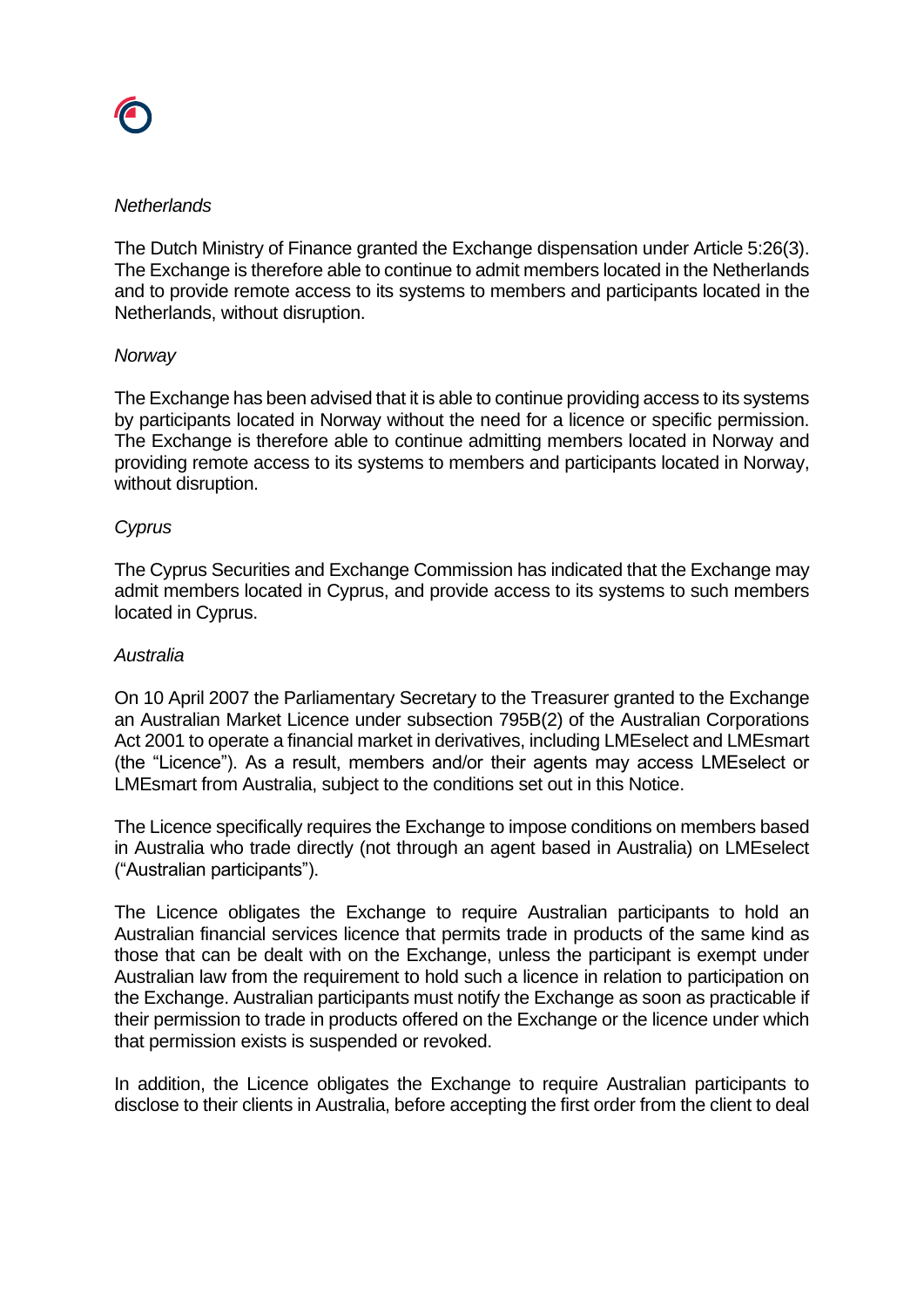*Netherlands*

The Dutch Ministry of Finance granted the Exchange dispensation under Article 5:26(3). The Exchange is therefore able to continue to admit members located in the Netherlands and to provide remote access to its systems to members and participants located in the Netherlands, without disruption.

*Norway*

The Exchange has been advised that it is able to continue providing access to its systems by participants located in Norway without the need for a licence or specific permission. The Exchange is therefore able to continue admitting members located in Norway and providing remote access to its systems to members and participants located in Norway, without disruption.

*Cyprus*

The Cyprus Securities and Exchange Commission has indicated that the Exchange may admit members located in Cyprus, and provide access to its systems to such members located in Cyprus.

*Australia*

On 10 April 2007 the Parliamentary Secretary to the Treasurer granted to the Exchange an Australian Market Licence under subsection 795B(2) of the Australian Corporations Act 2001 to operate a financial market in derivatives, including LMEselect and LMEsmart (the "Licence"). As a result, members and/or their agents may access LMEselect or LMEsmart from Australia, subject to the conditions set out in this Notice.

The Licence specifically requires the Exchange to impose conditions on members based in Australia who trade directly (not through an agent based in Australia) on LMEselect ("Australian participants").

The Licence obligates the Exchange to require Australian participants to hold an Australian financial services licence that permits trade in products of the same kind as those that can be dealt with on the Exchange, unless the participant is exempt under Australian law from the requirement to hold such a licence in relation to participation on the Exchange. Australian participants must notify the Exchange as soon as practicable if their permission to trade in products offered on the Exchange or the licence under which that permission exists is suspended or revoked.

In addition, the Licence obligates the Exchange to require Australian participants to disclose to their clients in Australia, before accepting the first order from the client to deal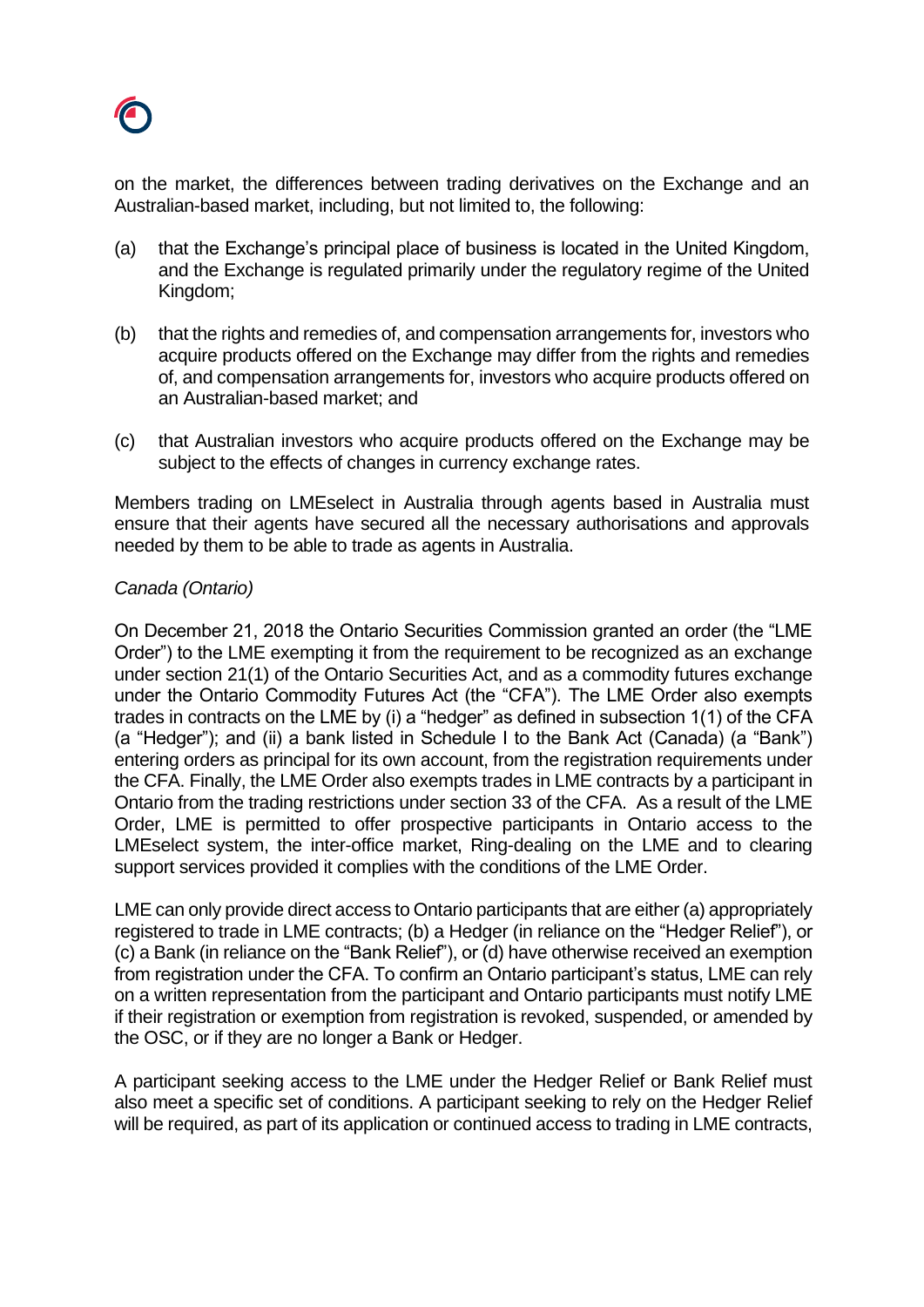on the market, the differences between trading derivatives on the Exchange and an Australian-based market, including, but not limited to, the following:

(a) that the Exchange's principal place of business is located in the United Kingdom, and the Exchange is regulated primarily under the regulatory regime of the United Kingdom;

(b) that the rights and remedies of, and compensation arrangements for, investors who acquire products offered on the Exchange may differ from the rights and remedies of, and compensation arrangements for, investors who acquire products offered on an Australian-based market; and

(c) that Australian investors who acquire products offered on the Exchange may be subject to the effects of changes in currency exchange rates.

Members trading on LMEselect in Australia through agents based in Australia must ensure that their agents have secured all the necessary authorisations and approvals needed by them to be able to trade as agents in Australia.

*Canada (Ontario)*

On December 21, 2018 the Ontario Securities Commission granted an order (the "LME Order") to the LME exempting it from the requirement to be recognized as an exchange under section 21(1) of the Ontario Securities Act, and as a commodity futures exchange under the Ontario Commodity Futures Act (the "CFA"). The LME Order also exempts trades in contracts on the LME by (i) a "hedger" as defined in subsection 1(1) of the CFA (a "Hedger"); and (ii) a bank listed in Schedule I to the Bank Act (Canada) (a "Bank") entering orders as principal for its own account, from the registration requirements under the CFA. Finally, the LME Order also exempts trades in LME contracts by a participant in Ontario from the trading restrictions under section 33 of the CFA. As a result of the LME Order, LME is permitted to offer prospective participants in Ontario access to the LMEselect system, the inter-office market, Ring-dealing on the LME and to clearing support services provided it complies with the conditions of the LME Order.

LME can only provide direct access to Ontario participants that are either (a) appropriately registered to trade in LME contracts; (b) a Hedger (in reliance on the "Hedger Relief"), or (c) a Bank (in reliance on the "Bank Relief"), or (d) have otherwise received an exemption from registration under the CFA. To confirm an Ontario participant's status, LME can rely on a written representation from the participant and Ontario participants must notify LME if their registration or exemption from registration is revoked, suspended, or amended by the OSC, or if they are no longer a Bank or Hedger.

A participant seeking access to the LME under the Hedger Relief or Bank Relief must also meet a specific set of conditions. A participant seeking to rely on the Hedger Relief will be required, as part of its application or continued access to trading in LME contracts,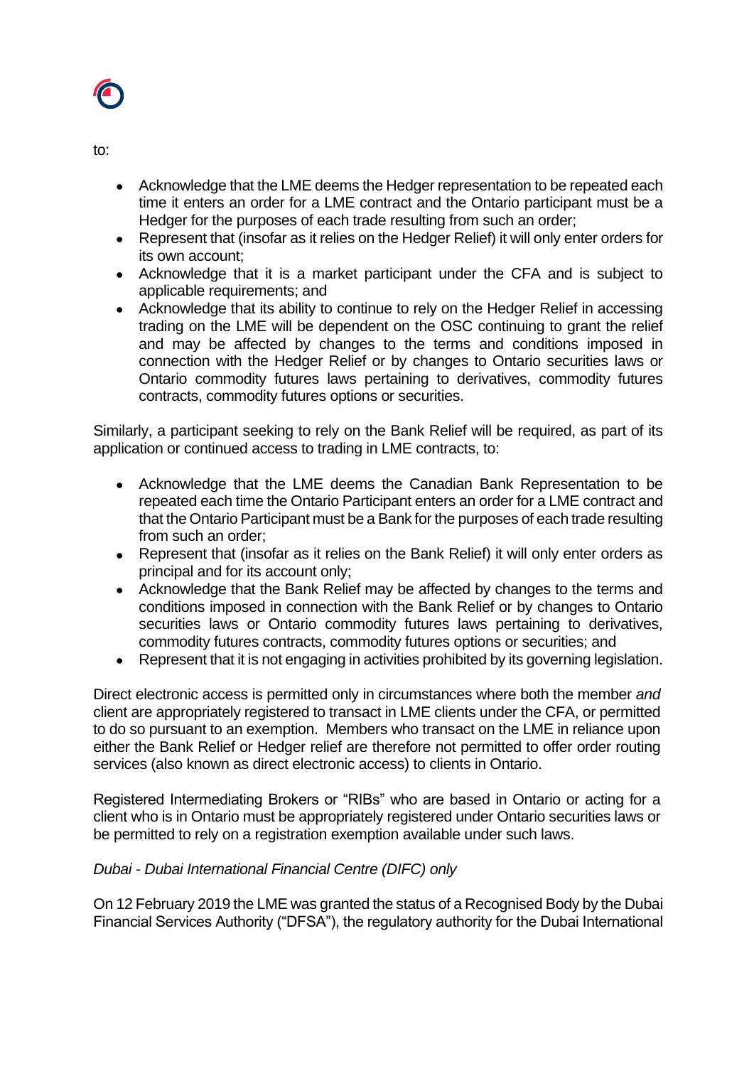to:

- Acknowledge that the LME deems the Hedger representation to be repeated each time it enters an order for a LME contract and the Ontario participant must be a Hedger for the purposes of each trade resulting from such an order;
- Represent that (insofar as it relies on the Hedger Relief) it will only enter orders for its own account;
- Acknowledge that it is a market participant under the CFA and is subject to applicable requirements; and
- Acknowledge that its ability to continue to rely on the Hedger Relief in accessing trading on the LME will be dependent on the OSC continuing to grant the relief and may be affected by changes to the terms and conditions imposed in connection with the Hedger Relief or by changes to Ontario securities laws or Ontario commodity futures laws pertaining to derivatives, commodity futures contracts, commodity futures options or securities.

Similarly, a participant seeking to rely on the Bank Relief will be required, as part of its application or continued access to trading in LME contracts, to:

- Acknowledge that the LME deems the Canadian Bank Representation to be repeated each time the Ontario Participant enters an order for a LME contract and that the Ontario Participant must be a Bank for the purposes of each trade resulting from such an order;
- Represent that (insofar as it relies on the Bank Relief) it will only enter orders as principal and for its account only;
- Acknowledge that the Bank Relief may be affected by changes to the terms and conditions imposed in connection with the Bank Relief or by changes to Ontario securities laws or Ontario commodity futures laws pertaining to derivatives, commodity futures contracts, commodity futures options or securities; and
- Represent that it is not engaging in activities prohibited by its governing legislation.

Direct electronic access is permitted only in circumstances where both the member *and* client are appropriately registered to transact in LME clients under the CFA, or permitted to do so pursuant to an exemption. Members who transact on the LME in reliance upon either the Bank Relief or Hedger relief are therefore not permitted to offer order routing services (also known as direct electronic access) to clients in Ontario.

Registered Intermediating Brokers or "RIBs" who are based in Ontario or acting for a client who is in Ontario must be appropriately registered under Ontario securities laws or be permitted to rely on a registration exemption available under such laws.

*Dubai - Dubai International Financial Centre (DIFC) only*

On 12 February 2019 the LME was granted the status of a Recognised Body by the Dubai Financial Services Authority ("DFSA"), the regulatory authority for the Dubai International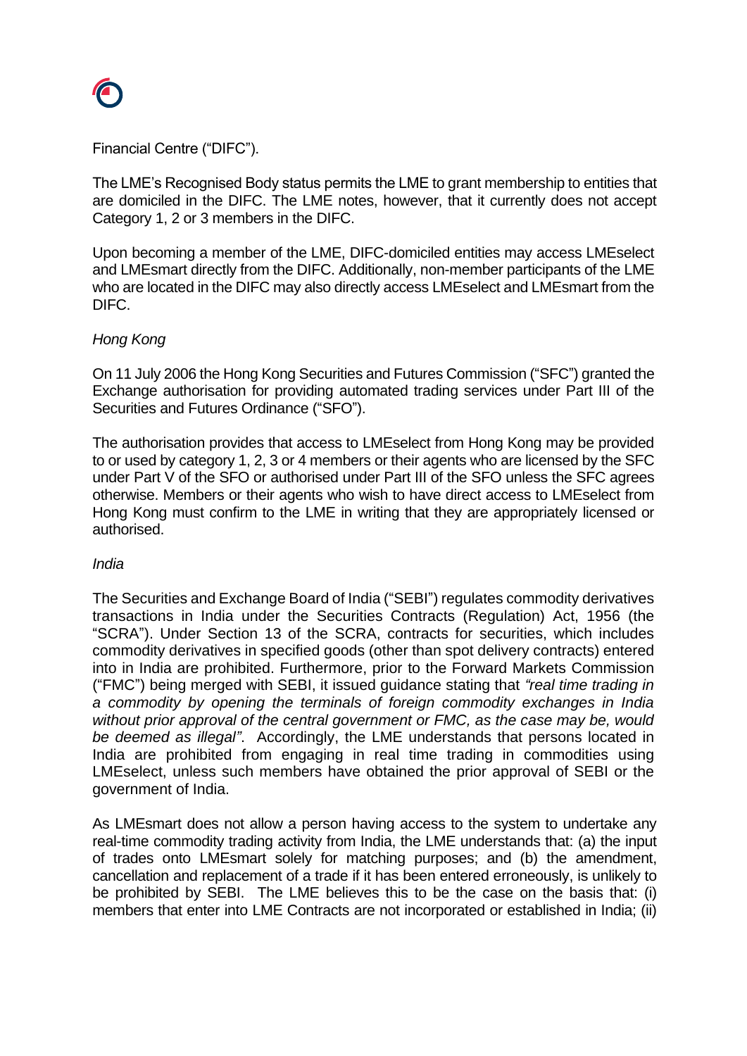Financial Centre ("DIFC").

The LME's Recognised Body status permits the LME to grant membership to entities that are domiciled in the DIFC. The LME notes, however, that it currently does not accept Category 1, 2 or 3 members in the DIFC.

Upon becoming a member of the LME, DIFC-domiciled entities may access LMEselect and LMEsmart directly from the DIFC. Additionally, non-member participants of the LME who are located in the DIFC may also directly access LMEselect and LMEsmart from the DIFC.

*Hong Kong*

On 11 July 2006 the Hong Kong Securities and Futures Commission ("SFC") granted the Exchange authorisation for providing automated trading services under Part III of the Securities and Futures Ordinance ("SFO").

The authorisation provides that access to LMEselect from Hong Kong may be provided to or used by category 1, 2, 3 or 4 members or their agents who are licensed by the SFC under Part V of the SFO or authorised under Part III of the SFO unless the SFC agrees otherwise. Members or their agents who wish to have direct access to LMEselect from Hong Kong must confirm to the LME in writing that they are appropriately licensed or authorised.

*India*

The Securities and Exchange Board of India ("SEBI") regulates commodity derivatives transactions in India under the Securities Contracts (Regulation) Act, 1956 (the "SCRA"). Under Section 13 of the SCRA, contracts for securities, which includes commodity derivatives in specified goods (other than spot delivery contracts) entered into in India are prohibited. Furthermore, prior to the Forward Markets Commission ("FMC") being merged with SEBI, it issued guidance stating that *"real time trading in a commodity by opening the terminals of foreign commodity exchanges in India without prior approval of the central government or FMC, as the case may be, would be deemed as illegal"*. Accordingly, the LME understands that persons located in India are prohibited from engaging in real time trading in commodities using LMEselect, unless such members have obtained the prior approval of SEBI or the government of India.

As LMEsmart does not allow a person having access to the system to undertake any real-time commodity trading activity from India, the LME understands that: (a) the input of trades onto LMEsmart solely for matching purposes; and (b) the amendment, cancellation and replacement of a trade if it has been entered erroneously, is unlikely to be prohibited by SEBI. The LME believes this to be the case on the basis that: (i) members that enter into LME Contracts are not incorporated or established in India; (ii)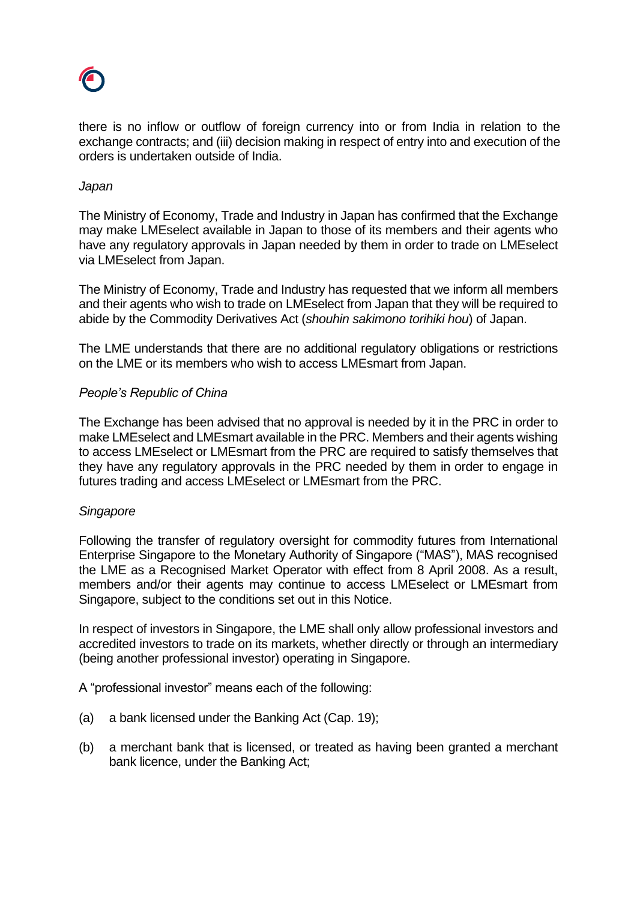there is no inflow or outflow of foreign currency into or from India in relation to the exchange contracts; and (iii) decision making in respect of entry into and execution of the orders is undertaken outside of India.

*Japan*

The Ministry of Economy, Trade and Industry in Japan has confirmed that the Exchange may make LMEselect available in Japan to those of its members and their agents who have any regulatory approvals in Japan needed by them in order to trade on LMEselect via LMEselect from Japan.

The Ministry of Economy, Trade and Industry has requested that we inform all members and their agents who wish to trade on LMEselect from Japan that they will be required to abide by the Commodity Derivatives Act (*shouhin sakimono torihiki hou*) of Japan.

The LME understands that there are no additional regulatory obligations or restrictions on the LME or its members who wish to access LMEsmart from Japan.

*People's Republic of China*

The Exchange has been advised that no approval is needed by it in the PRC in order to make LMEselect and LMEsmart available in the PRC. Members and their agents wishing to access LMEselect or LMEsmart from the PRC are required to satisfy themselves that they have any regulatory approvals in the PRC needed by them in order to engage in futures trading and access LMEselect or LMEsmart from the PRC.

*Singapore*

Following the transfer of regulatory oversight for commodity futures from International Enterprise Singapore to the Monetary Authority of Singapore ("MAS"), MAS recognised the LME as a Recognised Market Operator with effect from 8 April 2008. As a result, members and/or their agents may continue to access LMEselect or LMEsmart from Singapore, subject to the conditions set out in this Notice.

In respect of investors in Singapore, the LME shall only allow professional investors and accredited investors to trade on its markets, whether directly or through an intermediary (being another professional investor) operating in Singapore.

A "professional investor" means each of the following:

(a) a bank licensed under the Banking Act (Cap. 19);

(b) a merchant bank that is licensed, or treated as having been granted a merchant bank licence, under the Banking Act;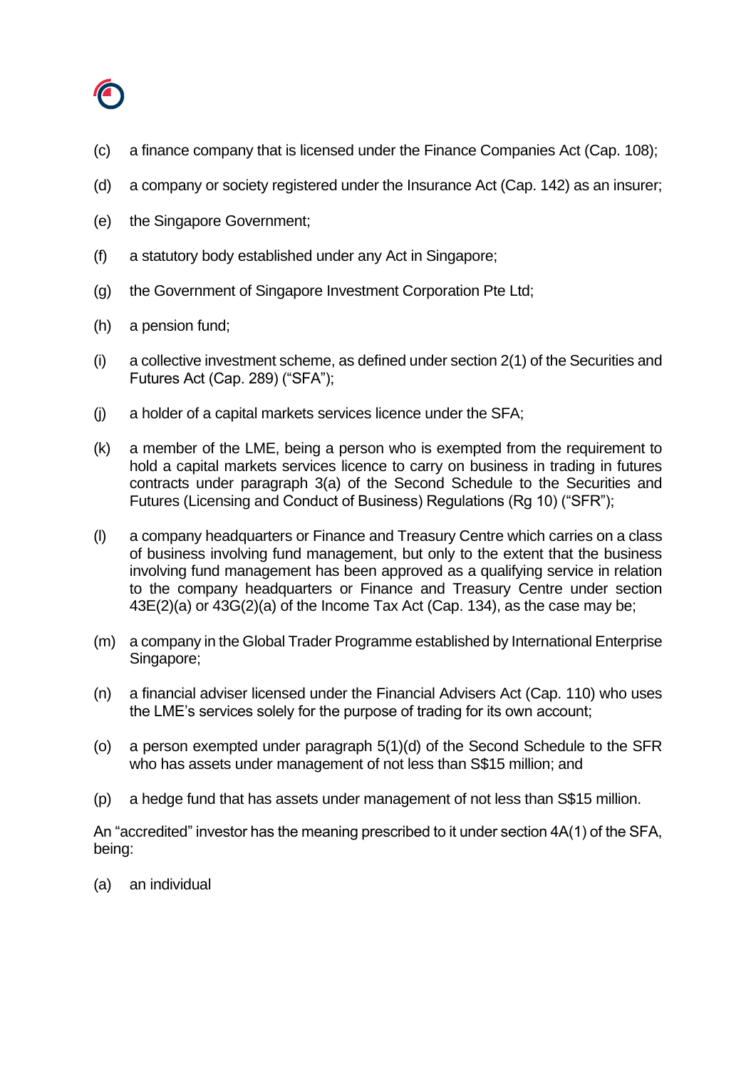(c) a finance company that is licensed under the Finance Companies Act (Cap. 108);

(d) a company or society registered under the Insurance Act (Cap. 142) as an insurer;

(e) the Singapore Government;

(f) a statutory body established under any Act in Singapore;

(g) the Government of Singapore Investment Corporation Pte Ltd;

(h) a pension fund;

(i) a collective investment scheme, as defined under section 2(1) of the Securities and Futures Act (Cap. 289) ("SFA");

(j) a holder of a capital markets services licence under the SFA;

(k) a member of the LME, being a person who is exempted from the requirement to hold a capital markets services licence to carry on business in trading in futures contracts under paragraph 3(a) of the Second Schedule to the Securities and Futures (Licensing and Conduct of Business) Regulations (Rg 10) ("SFR");

(l) a company headquarters or Finance and Treasury Centre which carries on a class of business involving fund management, but only to the extent that the business involving fund management has been approved as a qualifying service in relation to the company headquarters or Finance and Treasury Centre under section 43E(2)(a) or 43G(2)(a) of the Income Tax Act (Cap. 134), as the case may be;

(m) a company in the Global Trader Programme established by International Enterprise Singapore;

(n) a financial adviser licensed under the Financial Advisers Act (Cap. 110) who uses the LME's services solely for the purpose of trading for its own account;

(o) a person exempted under paragraph 5(1)(d) of the Second Schedule to the SFR who has assets under management of not less than S$15 million; and

(p) a hedge fund that has assets under management of not less than S$15 million.

An "accredited" investor has the meaning prescribed to it under section 4A(1) of the SFA, being:

(a) an individual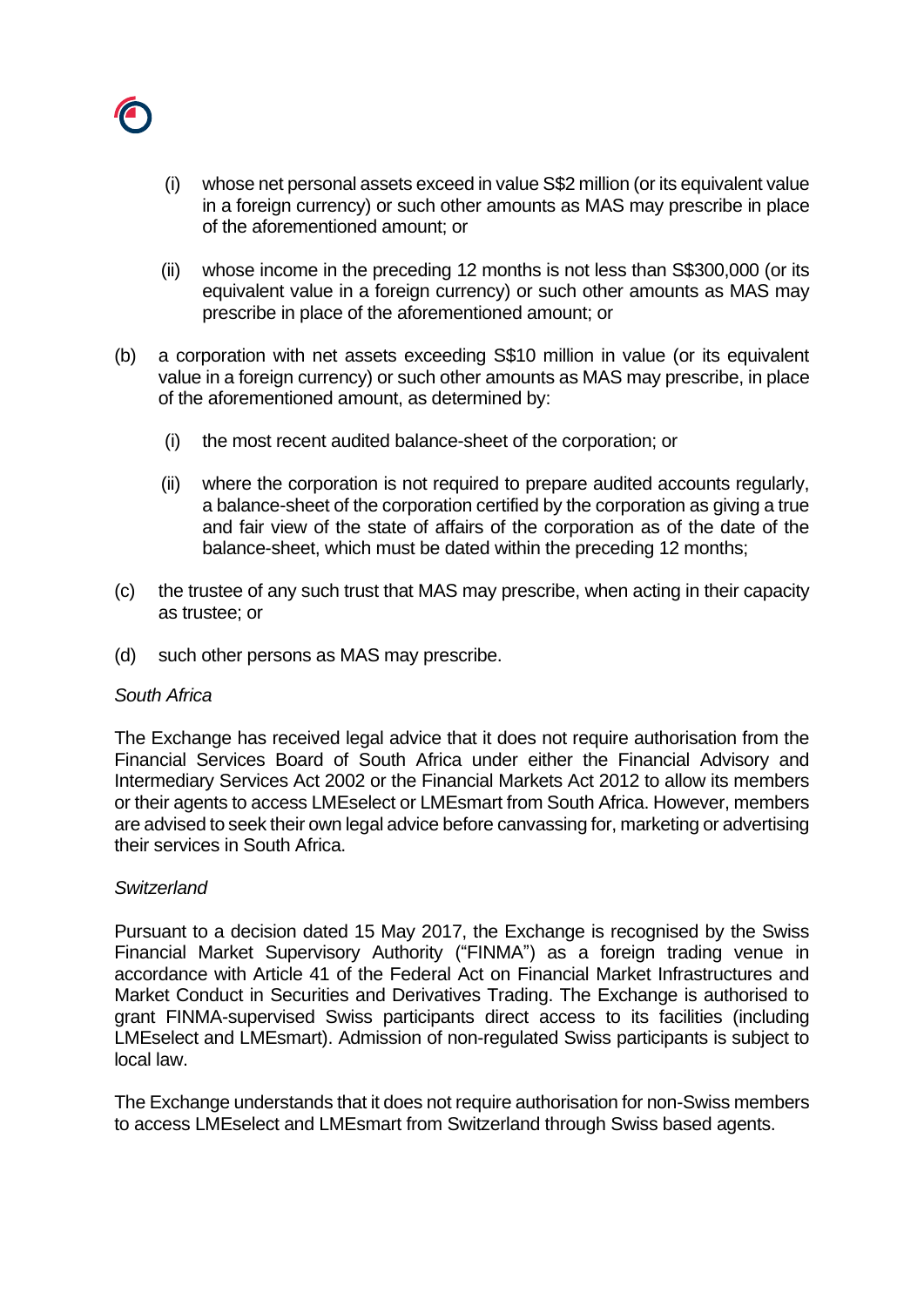(i) whose net personal assets exceed in value S$2 million (or its equivalent value in a foreign currency) or such other amounts as MAS may prescribe in place of the aforementioned amount; or

   (ii) whose income in the preceding 12 months is not less than S$300,000 (or its equivalent value in a foreign currency) or such other amounts as MAS may prescribe in place of the aforementioned amount; or

(b) a corporation with net assets exceeding S$10 million in value (or its equivalent value in a foreign currency) or such other amounts as MAS may prescribe, in place of the aforementioned amount, as determined by:

   (i) the most recent audited balance-sheet of the corporation; or

   (ii) where the corporation is not required to prepare audited accounts regularly, a balance-sheet of the corporation certified by the corporation as giving a true and fair view of the state of affairs of the corporation as of the date of the balance-sheet, which must be dated within the preceding 12 months;

(c) the trustee of any such trust that MAS may prescribe, when acting in their capacity as trustee; or

(d) such other persons as MAS may prescribe.

*South Africa*

The Exchange has received legal advice that it does not require authorisation from the Financial Services Board of South Africa under either the Financial Advisory and Intermediary Services Act 2002 or the Financial Markets Act 2012 to allow its members or their agents to access LMEselect or LMEsmart from South Africa. However, members are advised to seek their own legal advice before canvassing for, marketing or advertising their services in South Africa.

*Switzerland*

Pursuant to a decision dated 15 May 2017, the Exchange is recognised by the Swiss Financial Market Supervisory Authority ("FINMA") as a foreign trading venue in accordance with Article 41 of the Federal Act on Financial Market Infrastructures and Market Conduct in Securities and Derivatives Trading. The Exchange is authorised to grant FINMA-supervised Swiss participants direct access to its facilities (including LMEselect and LMEsmart). Admission of non-regulated Swiss participants is subject to local law.

The Exchange understands that it does not require authorisation for non-Swiss members to access LMEselect and LMEsmart from Switzerland through Swiss based agents.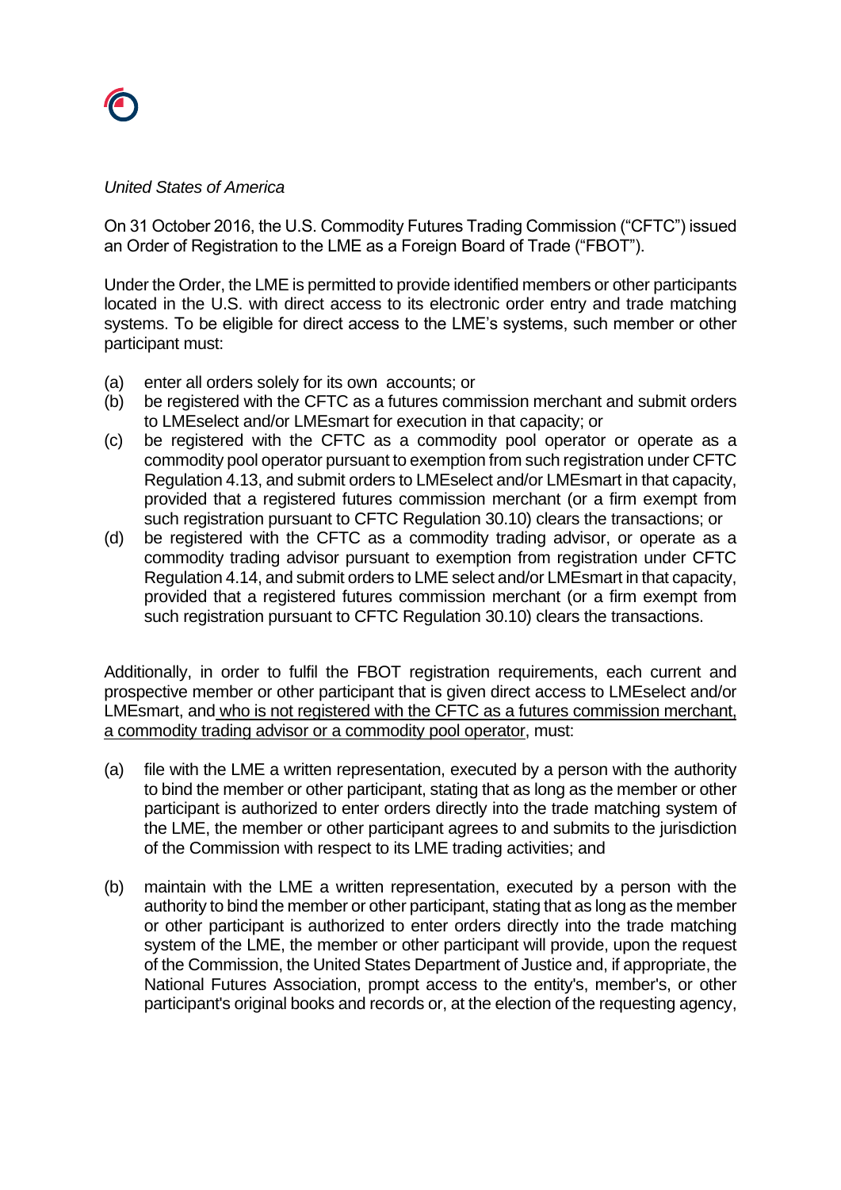*United States of America*

On 31 October 2016, the U.S. Commodity Futures Trading Commission ("CFTC") issued an Order of Registration to the LME as a Foreign Board of Trade ("FBOT").

Under the Order, the LME is permitted to provide identified members or other participants located in the U.S. with direct access to its electronic order entry and trade matching systems. To be eligible for direct access to the LME's systems, such member or other participant must:

(a) enter all orders solely for its own accounts; or
(b) be registered with the CFTC as a futures commission merchant and submit orders to LMEselect and/or LMEsmart for execution in that capacity; or
(c) be registered with the CFTC as a commodity pool operator or operate as a commodity pool operator pursuant to exemption from such registration under CFTC Regulation 4.13, and submit orders to LMEselect and/or LMEsmart in that capacity, provided that a registered futures commission merchant (or a firm exempt from such registration pursuant to CFTC Regulation 30.10) clears the transactions; or
(d) be registered with the CFTC as a commodity trading advisor, or operate as a commodity trading advisor pursuant to exemption from registration under CFTC Regulation 4.14, and submit orders to LME select and/or LMEsmart in that capacity, provided that a registered futures commission merchant (or a firm exempt from such registration pursuant to CFTC Regulation 30.10) clears the transactions.

Additionally, in order to fulfil the FBOT registration requirements, each current and prospective member or other participant that is given direct access to LMEselect and/or LMEsmart, and <u>who is not registered with the CFTC as a futures commission merchant, a commodity trading advisor or a commodity pool operator</u>, must:

(a) file with the LME a written representation, executed by a person with the authority to bind the member or other participant, stating that as long as the member or other participant is authorized to enter orders directly into the trade matching system of the LME, the member or other participant agrees to and submits to the jurisdiction of the Commission with respect to its LME trading activities; and

(b) maintain with the LME a written representation, executed by a person with the authority to bind the member or other participant, stating that as long as the member or other participant is authorized to enter orders directly into the trade matching system of the LME, the member or other participant will provide, upon the request of the Commission, the United States Department of Justice and, if appropriate, the National Futures Association, prompt access to the entity's, member's, or other participant's original books and records or, at the election of the requesting agency,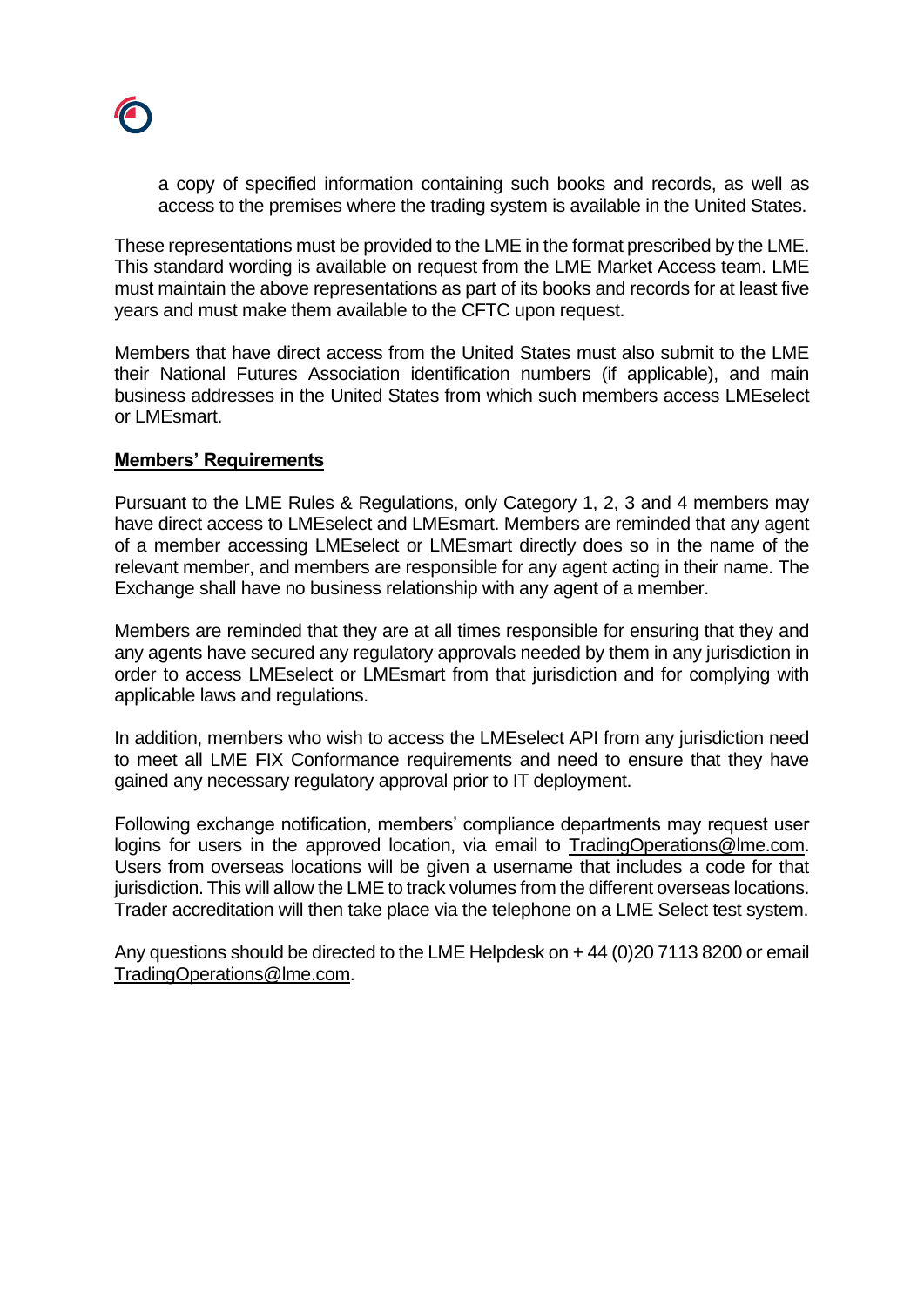a copy of specified information containing such books and records, as well as access to the premises where the trading system is available in the United States.

These representations must be provided to the LME in the format prescribed by the LME. This standard wording is available on request from the LME Market Access team. LME must maintain the above representations as part of its books and records for at least five years and must make them available to the CFTC upon request.

Members that have direct access from the United States must also submit to the LME their National Futures Association identification numbers (if applicable), and main business addresses in the United States from which such members access LMEselect or LMEsmart.

**Members' Requirements**

Pursuant to the LME Rules & Regulations, only Category 1, 2, 3 and 4 members may have direct access to LMEselect and LMEsmart. Members are reminded that any agent of a member accessing LMEselect or LMEsmart directly does so in the name of the relevant member, and members are responsible for any agent acting in their name. The Exchange shall have no business relationship with any agent of a member.

Members are reminded that they are at all times responsible for ensuring that they and any agents have secured any regulatory approvals needed by them in any jurisdiction in order to access LMEselect or LMEsmart from that jurisdiction and for complying with applicable laws and regulations.

In addition, members who wish to access the LMEselect API from any jurisdiction need to meet all LME FIX Conformance requirements and need to ensure that they have gained any necessary regulatory approval prior to IT deployment.

Following exchange notification, members' compliance departments may request user logins for users in the approved location, via email to TradingOperations@lme.com. Users from overseas locations will be given a username that includes a code for that jurisdiction. This will allow the LME to track volumes from the different overseas locations. Trader accreditation will then take place via the telephone on a LME Select test system.

Any questions should be directed to the LME Helpdesk on + 44 (0)20 7113 8200 or email TradingOperations@lme.com.